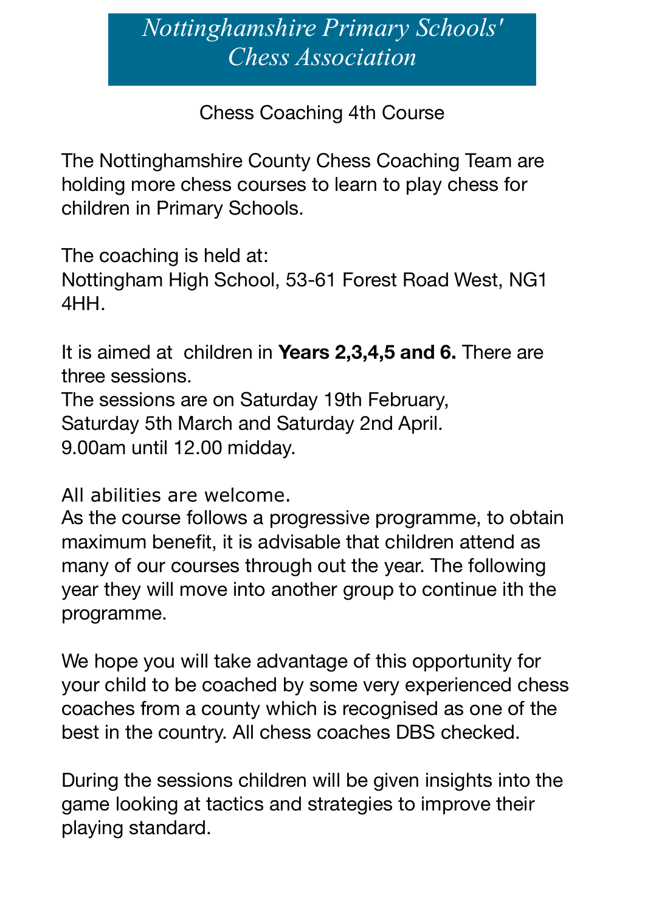# *Nottinghamshire Primary Schools' Chess Association*

Chess Coaching 4th Course

The Nottinghamshire County Chess Coaching Team are holding more chess courses to learn to play chess for children in Primary Schools.

The coaching is held at:
Nottingham High School, 53-61 Forest Road West, NG1 4HH.

It is aimed at children in **Years 2,3,4,5 and 6.** There are three sessions.
The sessions are on Saturday 19th February, Saturday 5th March and Saturday 2nd April.
9.00am until 12.00 midday.

All abilities are welcome.
As the course follows a progressive programme, to obtain maximum benefit, it is advisable that children attend as many of our courses through out the year. The following year they will move into another group to continue ith the programme.

We hope you will take advantage of this opportunity for your child to be coached by some very experienced chess coaches from a county which is recognised as one of the best in the country. All chess coaches DBS checked.

During the sessions children will be given insights into the game looking at tactics and strategies to improve their playing standard.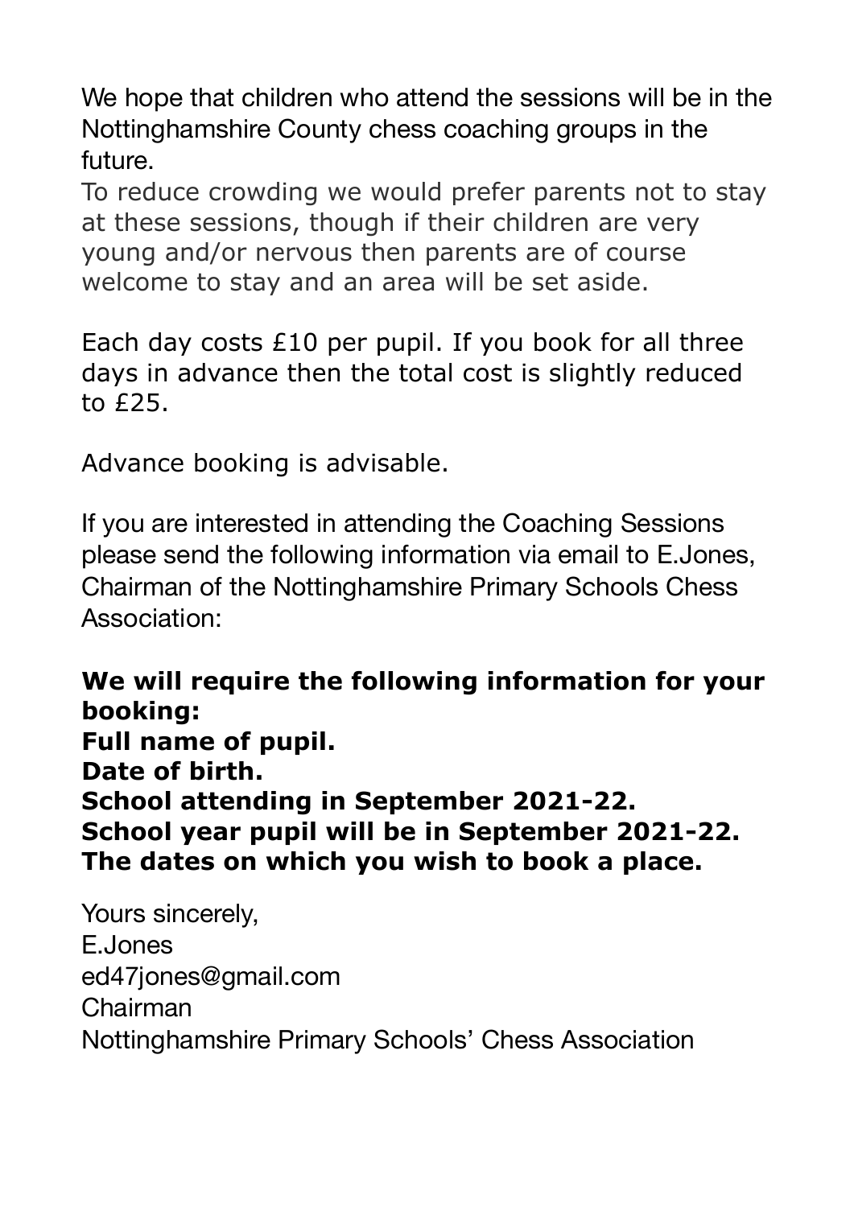We hope that children who attend the sessions will be in the Nottinghamshire County chess coaching groups in the future.

To reduce crowding we would prefer parents not to stay at these sessions, though if their children are very young and/or nervous then parents are of course welcome to stay and an area will be set aside.

Each day costs £10 per pupil. If you book for all three days in advance then the total cost is slightly reduced to £25.

Advance booking is advisable.

If you are interested in attending the Coaching Sessions please send the following information via email to E.Jones, Chairman of the Nottinghamshire Primary Schools Chess Association:

**We will require the following information for your booking:**
**Full name of pupil.**
**Date of birth.**
**School attending in September 2021-22.**
**School year pupil will be in September 2021-22.**
**The dates on which you wish to book a place.**

Yours sincerely,
E.Jones
ed47jones@gmail.com
Chairman
Nottinghamshire Primary Schools' Chess Association